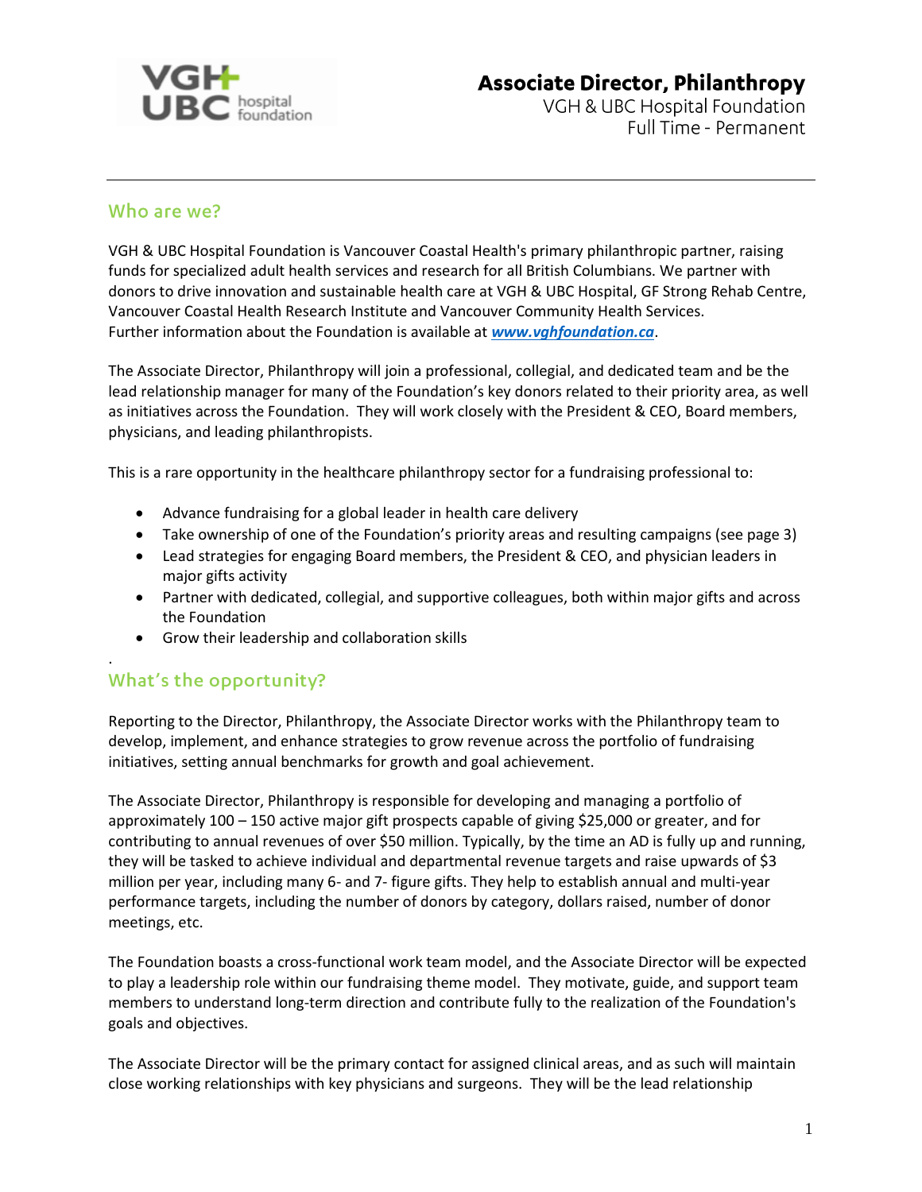# Associate Director, Philanthropy

VGH & UBC Hospital Foundation
Full Time - Permanent

## Who are we?

VGH & UBC Hospital Foundation is Vancouver Coastal Health's primary philanthropic partner, raising funds for specialized adult health services and research for all British Columbians. We partner with donors to drive innovation and sustainable health care at VGH & UBC Hospital, GF Strong Rehab Centre, Vancouver Coastal Health Research Institute and Vancouver Community Health Services. Further information about the Foundation is available at ***www.vghfoundation.ca***.

The Associate Director, Philanthropy will join a professional, collegial, and dedicated team and be the lead relationship manager for many of the Foundation's key donors related to their priority area, as well as initiatives across the Foundation. They will work closely with the President & CEO, Board members, physicians, and leading philanthropists.

This is a rare opportunity in the healthcare philanthropy sector for a fundraising professional to:

- Advance fundraising for a global leader in health care delivery
- Take ownership of one of the Foundation's priority areas and resulting campaigns (see page 3)
- Lead strategies for engaging Board members, the President & CEO, and physician leaders in major gifts activity
- Partner with dedicated, collegial, and supportive colleagues, both within major gifts and across the Foundation
- Grow their leadership and collaboration skills

## What's the opportunity?

Reporting to the Director, Philanthropy, the Associate Director works with the Philanthropy team to develop, implement, and enhance strategies to grow revenue across the portfolio of fundraising initiatives, setting annual benchmarks for growth and goal achievement.

The Associate Director, Philanthropy is responsible for developing and managing a portfolio of approximately 100 – 150 active major gift prospects capable of giving $25,000 or greater, and for contributing to annual revenues of over $50 million. Typically, by the time an AD is fully up and running, they will be tasked to achieve individual and departmental revenue targets and raise upwards of $3 million per year, including many 6- and 7- figure gifts. They help to establish annual and multi-year performance targets, including the number of donors by category, dollars raised, number of donor meetings, etc.

The Foundation boasts a cross-functional work team model, and the Associate Director will be expected to play a leadership role within our fundraising theme model. They motivate, guide, and support team members to understand long-term direction and contribute fully to the realization of the Foundation's goals and objectives.

The Associate Director will be the primary contact for assigned clinical areas, and as such will maintain close working relationships with key physicians and surgeons. They will be the lead relationship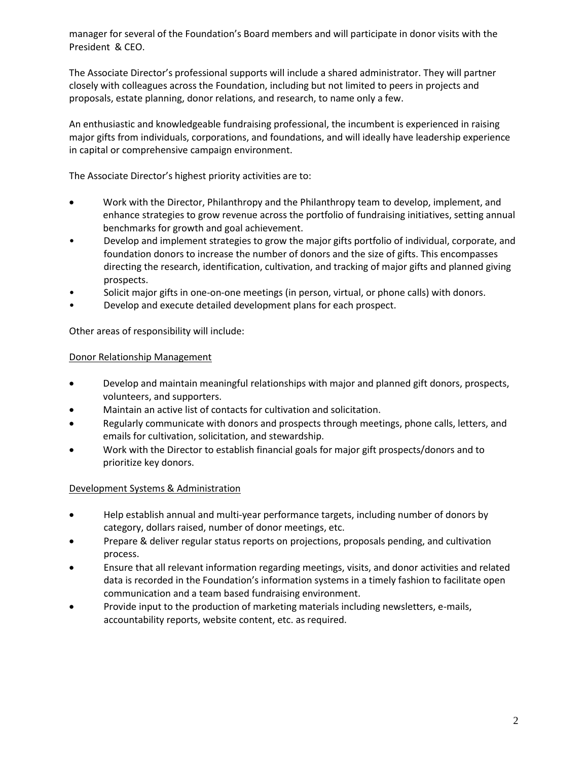manager for several of the Foundation's Board members and will participate in donor visits with the President & CEO.

The Associate Director's professional supports will include a shared administrator. They will partner closely with colleagues across the Foundation, including but not limited to peers in projects and proposals, estate planning, donor relations, and research, to name only a few.

An enthusiastic and knowledgeable fundraising professional, the incumbent is experienced in raising major gifts from individuals, corporations, and foundations, and will ideally have leadership experience in capital or comprehensive campaign environment.

The Associate Director's highest priority activities are to:

- Work with the Director, Philanthropy and the Philanthropy team to develop, implement, and enhance strategies to grow revenue across the portfolio of fundraising initiatives, setting annual benchmarks for growth and goal achievement.
- Develop and implement strategies to grow the major gifts portfolio of individual, corporate, and foundation donors to increase the number of donors and the size of gifts. This encompasses directing the research, identification, cultivation, and tracking of major gifts and planned giving prospects.
- Solicit major gifts in one-on-one meetings (in person, virtual, or phone calls) with donors.
- Develop and execute detailed development plans for each prospect.

Other areas of responsibility will include:

<u>Donor Relationship Management</u>

- Develop and maintain meaningful relationships with major and planned gift donors, prospects, volunteers, and supporters.
- Maintain an active list of contacts for cultivation and solicitation.
- Regularly communicate with donors and prospects through meetings, phone calls, letters, and emails for cultivation, solicitation, and stewardship.
- Work with the Director to establish financial goals for major gift prospects/donors and to prioritize key donors.

<u>Development Systems & Administration</u>

- Help establish annual and multi-year performance targets, including number of donors by category, dollars raised, number of donor meetings, etc.
- Prepare & deliver regular status reports on projections, proposals pending, and cultivation process.
- Ensure that all relevant information regarding meetings, visits, and donor activities and related data is recorded in the Foundation's information systems in a timely fashion to facilitate open communication and a team based fundraising environment.
- Provide input to the production of marketing materials including newsletters, e-mails, accountability reports, website content, etc. as required.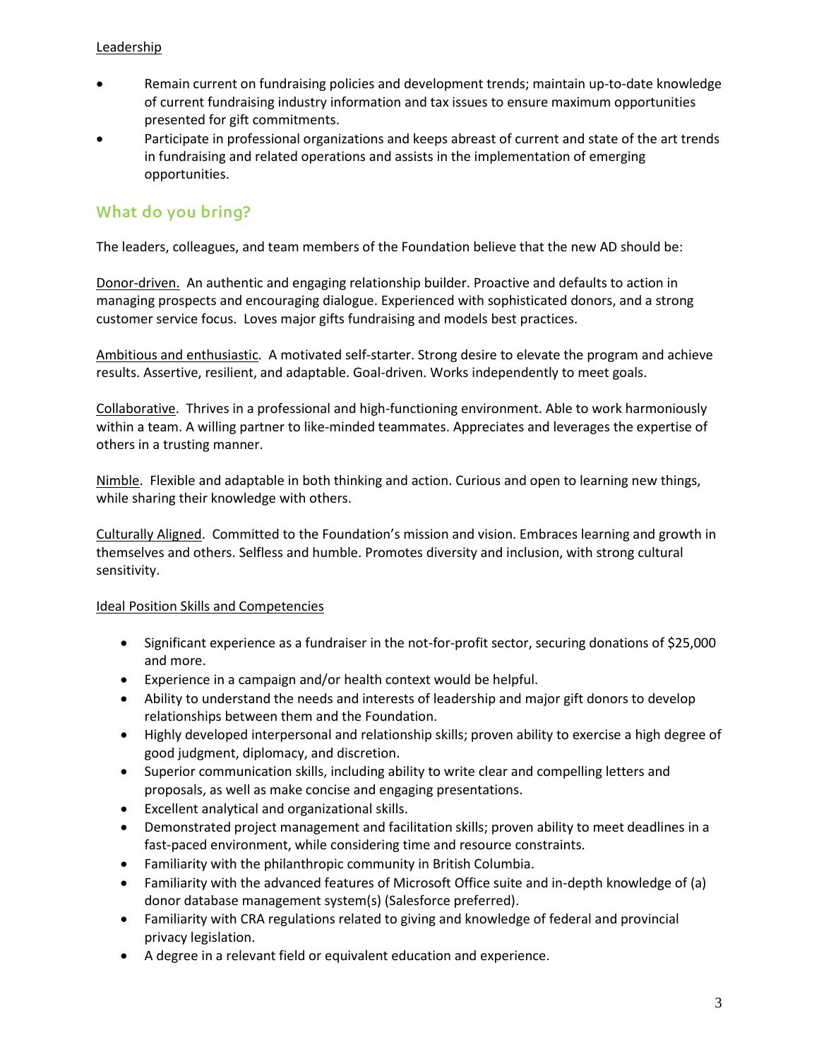Leadership

- Remain current on fundraising policies and development trends; maintain up-to-date knowledge of current fundraising industry information and tax issues to ensure maximum opportunities presented for gift commitments.
- Participate in professional organizations and keeps abreast of current and state of the art trends in fundraising and related operations and assists in the implementation of emerging opportunities.

## What do you bring?

The leaders, colleagues, and team members of the Foundation believe that the new AD should be:

Donor-driven. An authentic and engaging relationship builder. Proactive and defaults to action in managing prospects and encouraging dialogue. Experienced with sophisticated donors, and a strong customer service focus. Loves major gifts fundraising and models best practices.

Ambitious and enthusiastic. A motivated self-starter. Strong desire to elevate the program and achieve results. Assertive, resilient, and adaptable. Goal-driven. Works independently to meet goals.

Collaborative. Thrives in a professional and high-functioning environment. Able to work harmoniously within a team. A willing partner to like-minded teammates. Appreciates and leverages the expertise of others in a trusting manner.

Nimble. Flexible and adaptable in both thinking and action. Curious and open to learning new things, while sharing their knowledge with others.

Culturally Aligned. Committed to the Foundation's mission and vision. Embraces learning and growth in themselves and others. Selfless and humble. Promotes diversity and inclusion, with strong cultural sensitivity.

Ideal Position Skills and Competencies

- Significant experience as a fundraiser in the not-for-profit sector, securing donations of $25,000 and more.
- Experience in a campaign and/or health context would be helpful.
- Ability to understand the needs and interests of leadership and major gift donors to develop relationships between them and the Foundation.
- Highly developed interpersonal and relationship skills; proven ability to exercise a high degree of good judgment, diplomacy, and discretion.
- Superior communication skills, including ability to write clear and compelling letters and proposals, as well as make concise and engaging presentations.
- Excellent analytical and organizational skills.
- Demonstrated project management and facilitation skills; proven ability to meet deadlines in a fast-paced environment, while considering time and resource constraints.
- Familiarity with the philanthropic community in British Columbia.
- Familiarity with the advanced features of Microsoft Office suite and in-depth knowledge of (a) donor database management system(s) (Salesforce preferred).
- Familiarity with CRA regulations related to giving and knowledge of federal and provincial privacy legislation.
- A degree in a relevant field or equivalent education and experience.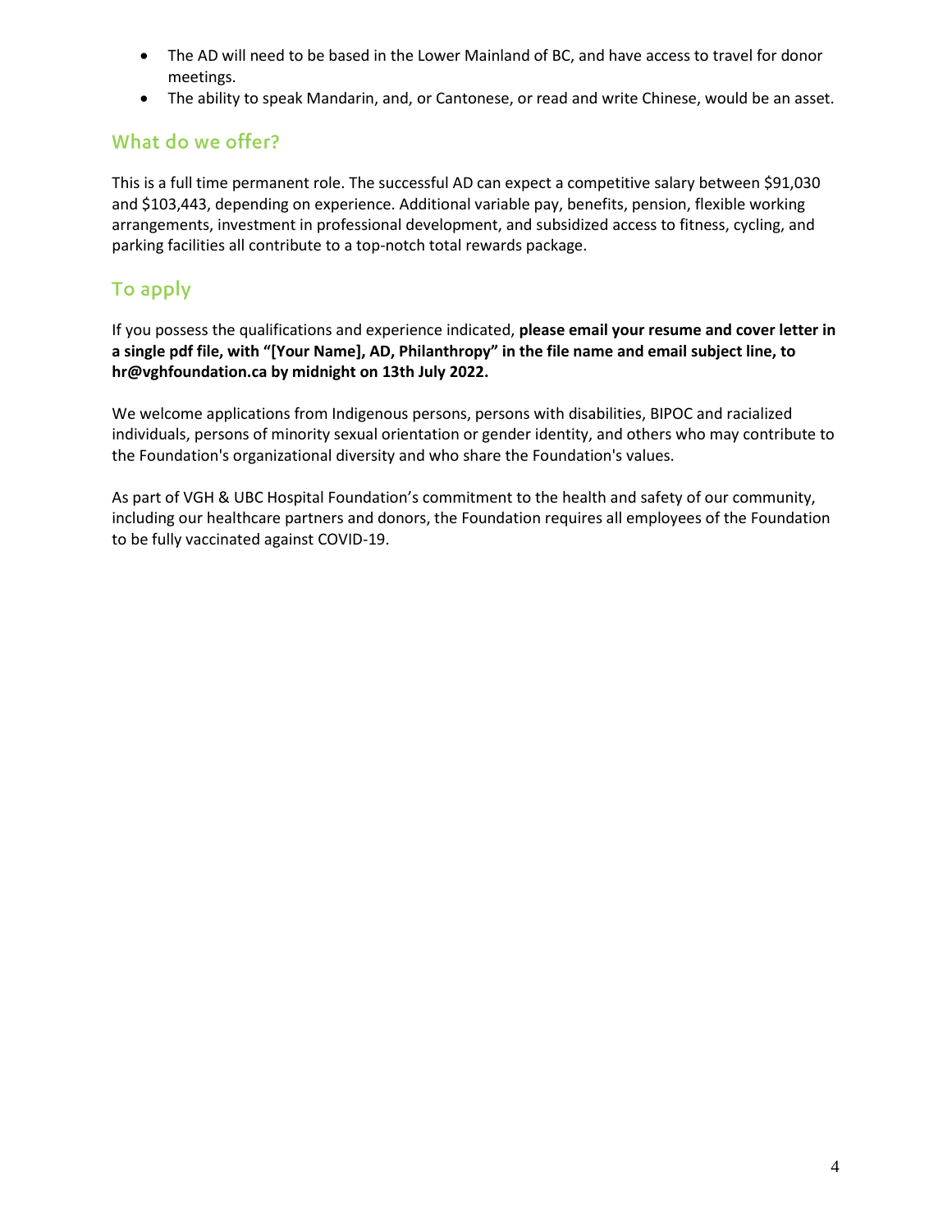- The AD will need to be based in the Lower Mainland of BC, and have access to travel for donor meetings.
- The ability to speak Mandarin, and, or Cantonese, or read and write Chinese, would be an asset.

## What do we offer?

This is a full time permanent role. The successful AD can expect a competitive salary between $91,030 and $103,443, depending on experience. Additional variable pay, benefits, pension, flexible working arrangements, investment in professional development, and subsidized access to fitness, cycling, and parking facilities all contribute to a top-notch total rewards package.

## To apply

If you possess the qualifications and experience indicated, **please email your resume and cover letter in a single pdf file, with "[Your Name], AD, Philanthropy" in the file name and email subject line, to hr@vghfoundation.ca by midnight on 13th July 2022.**

We welcome applications from Indigenous persons, persons with disabilities, BIPOC and racialized individuals, persons of minority sexual orientation or gender identity, and others who may contribute to the Foundation's organizational diversity and who share the Foundation's values.

As part of VGH & UBC Hospital Foundation's commitment to the health and safety of our community, including our healthcare partners and donors, the Foundation requires all employees of the Foundation to be fully vaccinated against COVID-19.